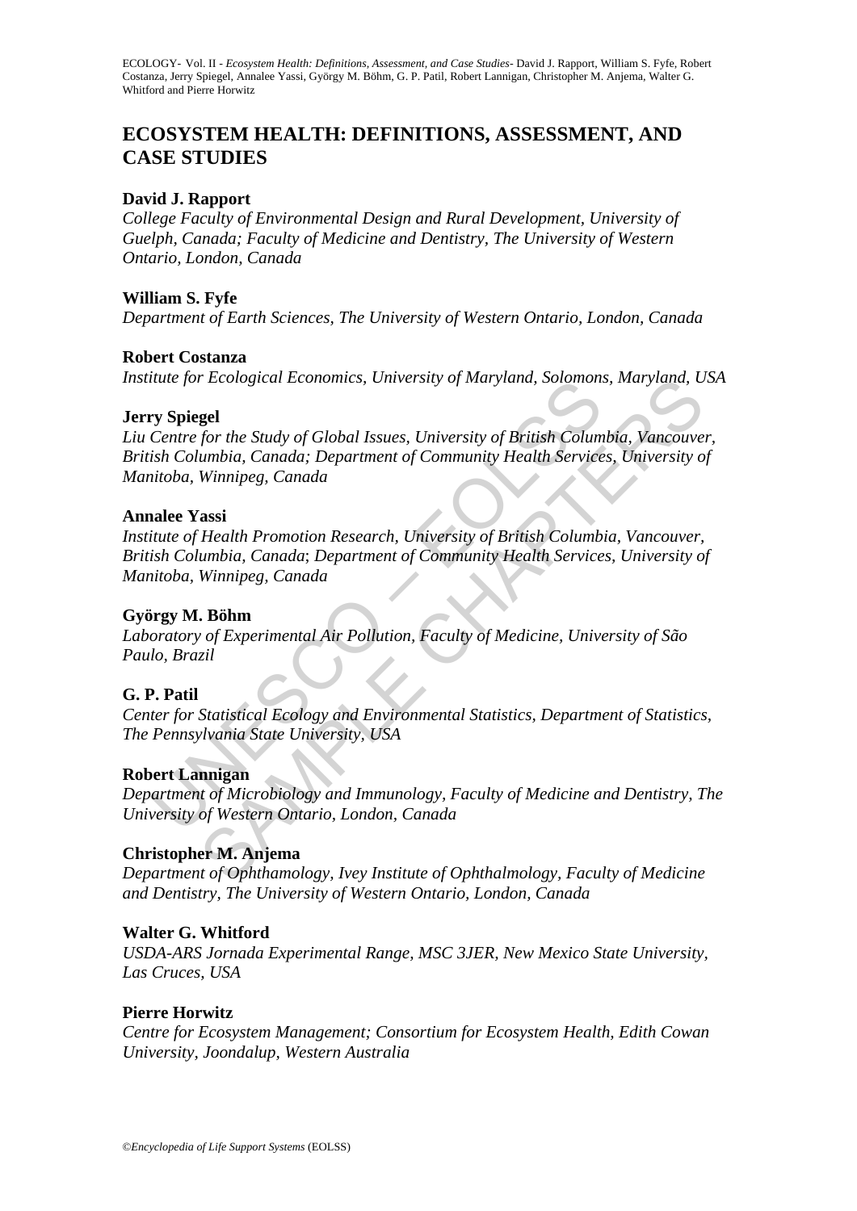# ECOSYSTEM HEALTH: DEFINITIONS, ASSESSMENT, AND CASE STUDIES

**David J. Rapport**

*College Faculty of Environmental Design and Rural Development, University of Guelph, Canada; Faculty of Medicine and Dentistry, The University of Western Ontario, London, Canada*

**William S. Fyfe**

*Department of Earth Sciences, The University of Western Ontario, London, Canada*

**Robert Costanza**

*Institute for Ecological Economics, University of Maryland, Solomons, Maryland, USA*

**Jerry Spiegel**

*Liu Centre for the Study of Global Issues, University of British Columbia, Vancouver, British Columbia, Canada; Department of Community Health Services, University of Manitoba, Winnipeg, Canada*

**Annalee Yassi**

*Institute of Health Promotion Research, University of British Columbia, Vancouver, British Columbia, Canada*; *Department of Community Health Services, University of Manitoba, Winnipeg, Canada*

**György M. Böhm**

*Laboratory of Experimental Air Pollution, Faculty of Medicine, University of São Paulo, Brazil*

**G. P. Patil**

*Center for Statistical Ecology and Environmental Statistics, Department of Statistics, The Pennsylvania State University, USA*

**Robert Lannigan**

*Department of Microbiology and Immunology, Faculty of Medicine and Dentistry, The University of Western Ontario, London, Canada*

**Christopher M. Anjema**

*Department of Ophthamology, Ivey Institute of Ophthalmology, Faculty of Medicine and Dentistry, The University of Western Ontario, London, Canada*

**Walter G. Whitford**

*USDA-ARS Jornada Experimental Range, MSC 3JER, New Mexico State University, Las Cruces, USA*

**Pierre Horwitz**

*Centre for Ecosystem Management; Consortium for Ecosystem Health, Edith Cowan University, Joondalup, Western Australia*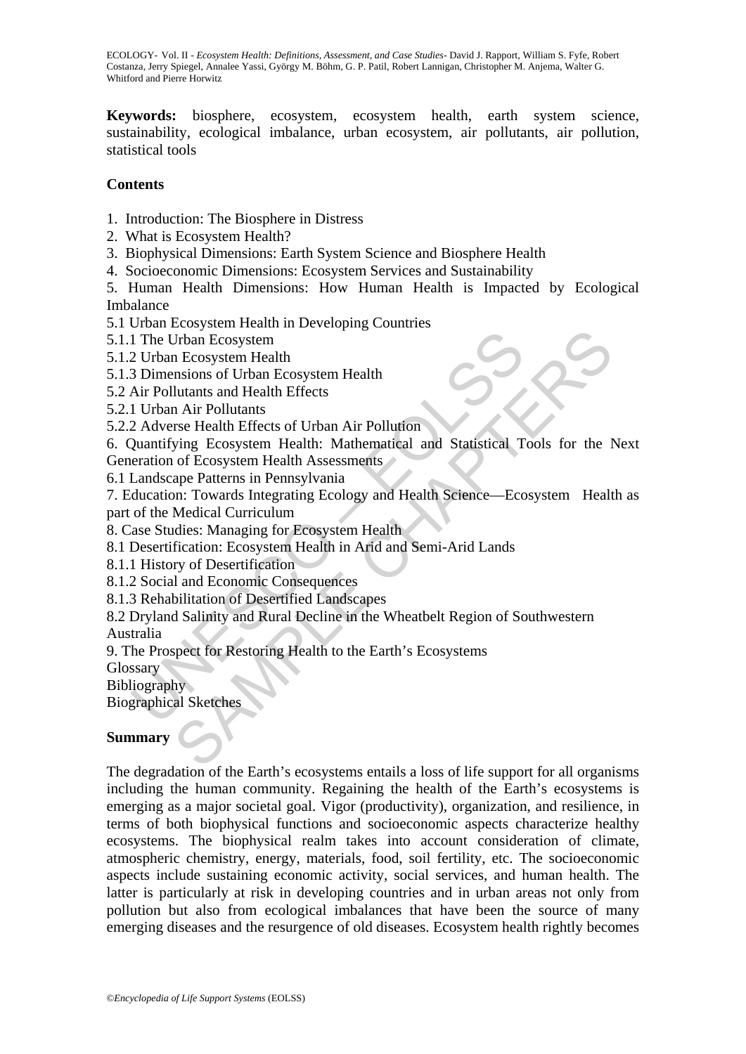**Keywords:** biosphere, ecosystem, ecosystem health, earth system science, sustainability, ecological imbalance, urban ecosystem, air pollutants, air pollution, statistical tools

## Contents

1. Introduction: The Biosphere in Distress
2. What is Ecosystem Health?
3. Biophysical Dimensions: Earth System Science and Biosphere Health
4. Socioeconomic Dimensions: Ecosystem Services and Sustainability
5. Human Health Dimensions: How Human Health is Impacted by Ecological Imbalance

5.1 Urban Ecosystem Health in Developing Countries

5.1.1 The Urban Ecosystem

5.1.2 Urban Ecosystem Health

5.1.3 Dimensions of Urban Ecosystem Health

5.2 Air Pollutants and Health Effects

5.2.1 Urban Air Pollutants

5.2.2 Adverse Health Effects of Urban Air Pollution

6. Quantifying Ecosystem Health: Mathematical and Statistical Tools for the Next Generation of Ecosystem Health Assessments

6.1 Landscape Patterns in Pennsylvania

7. Education: Towards Integrating Ecology and Health Science—Ecosystem Health as part of the Medical Curriculum

8. Case Studies: Managing for Ecosystem Health

8.1 Desertification: Ecosystem Health in Arid and Semi-Arid Lands

8.1.1 History of Desertification

8.1.2 Social and Economic Consequences

8.1.3 Rehabilitation of Desertified Landscapes

8.2 Dryland Salinity and Rural Decline in the Wheatbelt Region of Southwestern Australia

9. The Prospect for Restoring Health to the Earth's Ecosystems

Glossary

Bibliography

Biographical Sketches

## Summary

The degradation of the Earth's ecosystems entails a loss of life support for all organisms including the human community. Regaining the health of the Earth's ecosystems is emerging as a major societal goal. Vigor (productivity), organization, and resilience, in terms of both biophysical functions and socioeconomic aspects characterize healthy ecosystems. The biophysical realm takes into account consideration of climate, atmospheric chemistry, energy, materials, food, soil fertility, etc. The socioeconomic aspects include sustaining economic activity, social services, and human health. The latter is particularly at risk in developing countries and in urban areas not only from pollution but also from ecological imbalances that have been the source of many emerging diseases and the resurgence of old diseases. Ecosystem health rightly becomes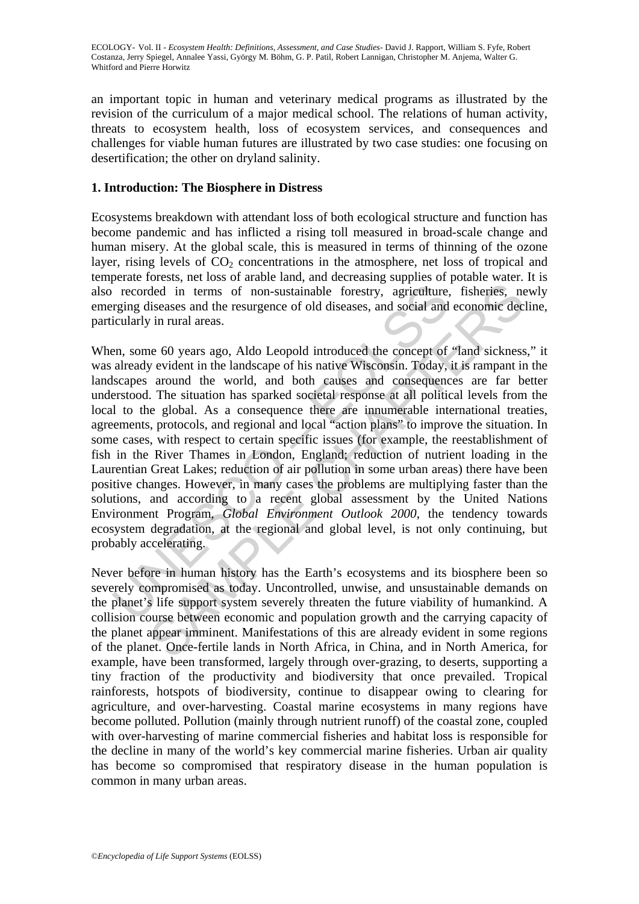an important topic in human and veterinary medical programs as illustrated by the revision of the curriculum of a major medical school. The relations of human activity, threats to ecosystem health, loss of ecosystem services, and consequences and challenges for viable human futures are illustrated by two case studies: one focusing on desertification; the other on dryland salinity.

## 1. Introduction: The Biosphere in Distress

Ecosystems breakdown with attendant loss of both ecological structure and function has become pandemic and has inflicted a rising toll measured in broad-scale change and human misery. At the global scale, this is measured in terms of thinning of the ozone layer, rising levels of $CO_2$ concentrations in the atmosphere, net loss of tropical and temperate forests, net loss of arable land, and decreasing supplies of potable water. It is also recorded in terms of non-sustainable forestry, agriculture, fisheries, newly emerging diseases and the resurgence of old diseases, and social and economic decline, particularly in rural areas.

When, some 60 years ago, Aldo Leopold introduced the concept of "land sickness," it was already evident in the landscape of his native Wisconsin. Today, it is rampant in the landscapes around the world, and both causes and consequences are far better understood. The situation has sparked societal response at all political levels from the local to the global. As a consequence there are innumerable international treaties, agreements, protocols, and regional and local "action plans" to improve the situation. In some cases, with respect to certain specific issues (for example, the reestablishment of fish in the River Thames in London, England; reduction of nutrient loading in the Laurentian Great Lakes; reduction of air pollution in some urban areas) there have been positive changes. However, in many cases the problems are multiplying faster than the solutions, and according to a recent global assessment by the United Nations Environment Program, *Global Environment Outlook 2000*, the tendency towards ecosystem degradation, at the regional and global level, is not only continuing, but probably accelerating.

Never before in human history has the Earth's ecosystems and its biosphere been so severely compromised as today. Uncontrolled, unwise, and unsustainable demands on the planet's life support system severely threaten the future viability of humankind. A collision course between economic and population growth and the carrying capacity of the planet appear imminent. Manifestations of this are already evident in some regions of the planet. Once-fertile lands in North Africa, in China, and in North America, for example, have been transformed, largely through over-grazing, to deserts, supporting a tiny fraction of the productivity and biodiversity that once prevailed. Tropical rainforests, hotspots of biodiversity, continue to disappear owing to clearing for agriculture, and over-harvesting. Coastal marine ecosystems in many regions have become polluted. Pollution (mainly through nutrient runoff) of the coastal zone, coupled with over-harvesting of marine commercial fisheries and habitat loss is responsible for the decline in many of the world's key commercial marine fisheries. Urban air quality has become so compromised that respiratory disease in the human population is common in many urban areas.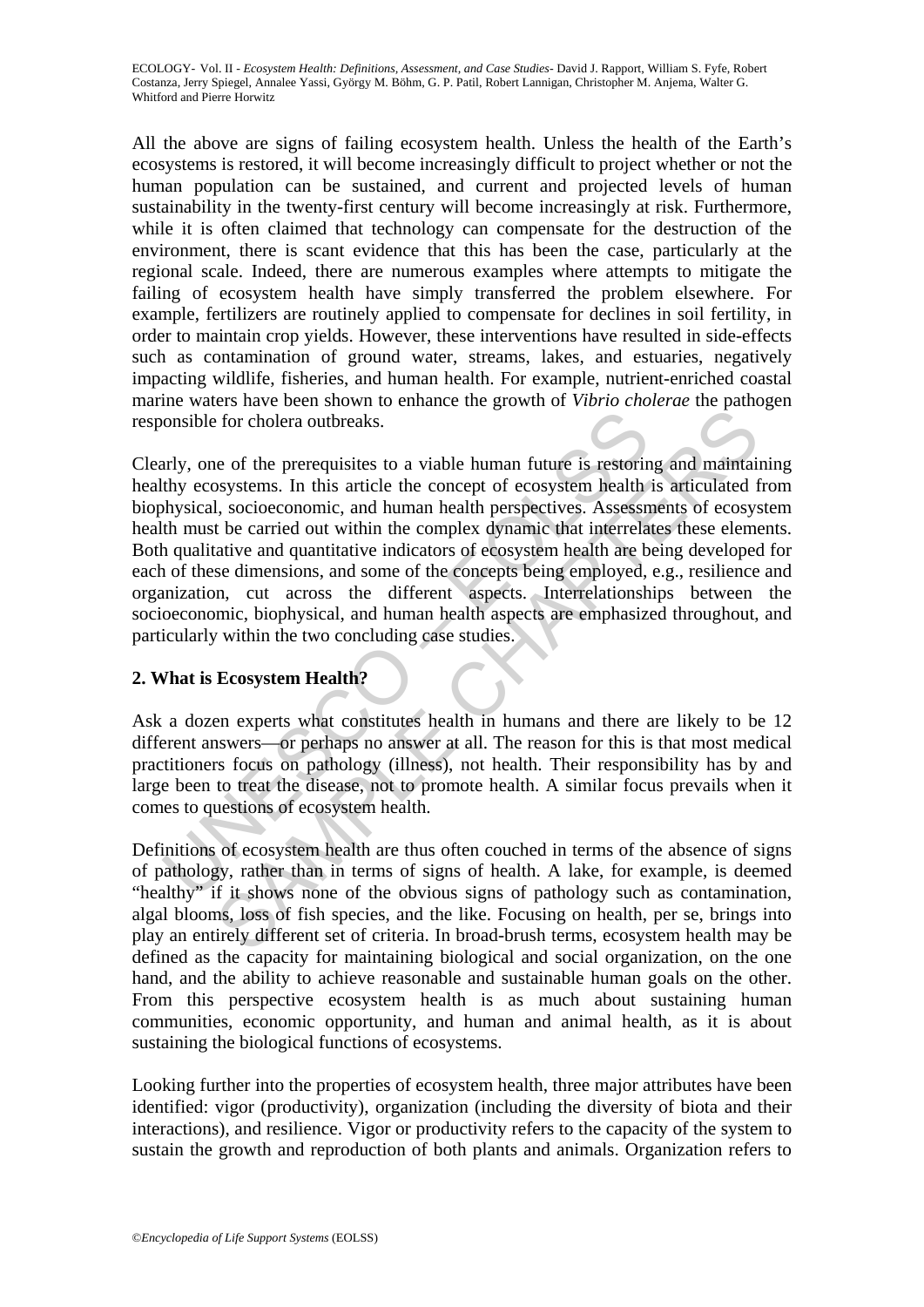All the above are signs of failing ecosystem health. Unless the health of the Earth's ecosystems is restored, it will become increasingly difficult to project whether or not the human population can be sustained, and current and projected levels of human sustainability in the twenty-first century will become increasingly at risk. Furthermore, while it is often claimed that technology can compensate for the destruction of the environment, there is scant evidence that this has been the case, particularly at the regional scale. Indeed, there are numerous examples where attempts to mitigate the failing of ecosystem health have simply transferred the problem elsewhere. For example, fertilizers are routinely applied to compensate for declines in soil fertility, in order to maintain crop yields. However, these interventions have resulted in side-effects such as contamination of ground water, streams, lakes, and estuaries, negatively impacting wildlife, fisheries, and human health. For example, nutrient-enriched coastal marine waters have been shown to enhance the growth of *Vibrio cholerae* the pathogen responsible for cholera outbreaks.

Clearly, one of the prerequisites to a viable human future is restoring and maintaining healthy ecosystems. In this article the concept of ecosystem health is articulated from biophysical, socioeconomic, and human health perspectives. Assessments of ecosystem health must be carried out within the complex dynamic that interrelates these elements. Both qualitative and quantitative indicators of ecosystem health are being developed for each of these dimensions, and some of the concepts being employed, e.g., resilience and organization, cut across the different aspects. Interrelationships between the socioeconomic, biophysical, and human health aspects are emphasized throughout, and particularly within the two concluding case studies.

## 2. What is Ecosystem Health?

Ask a dozen experts what constitutes health in humans and there are likely to be 12 different answers—or perhaps no answer at all. The reason for this is that most medical practitioners focus on pathology (illness), not health. Their responsibility has by and large been to treat the disease, not to promote health. A similar focus prevails when it comes to questions of ecosystem health.

Definitions of ecosystem health are thus often couched in terms of the absence of signs of pathology, rather than in terms of signs of health. A lake, for example, is deemed "healthy" if it shows none of the obvious signs of pathology such as contamination, algal blooms, loss of fish species, and the like. Focusing on health, per se, brings into play an entirely different set of criteria. In broad-brush terms, ecosystem health may be defined as the capacity for maintaining biological and social organization, on the one hand, and the ability to achieve reasonable and sustainable human goals on the other. From this perspective ecosystem health is as much about sustaining human communities, economic opportunity, and human and animal health, as it is about sustaining the biological functions of ecosystems.

Looking further into the properties of ecosystem health, three major attributes have been identified: vigor (productivity), organization (including the diversity of biota and their interactions), and resilience. Vigor or productivity refers to the capacity of the system to sustain the growth and reproduction of both plants and animals. Organization refers to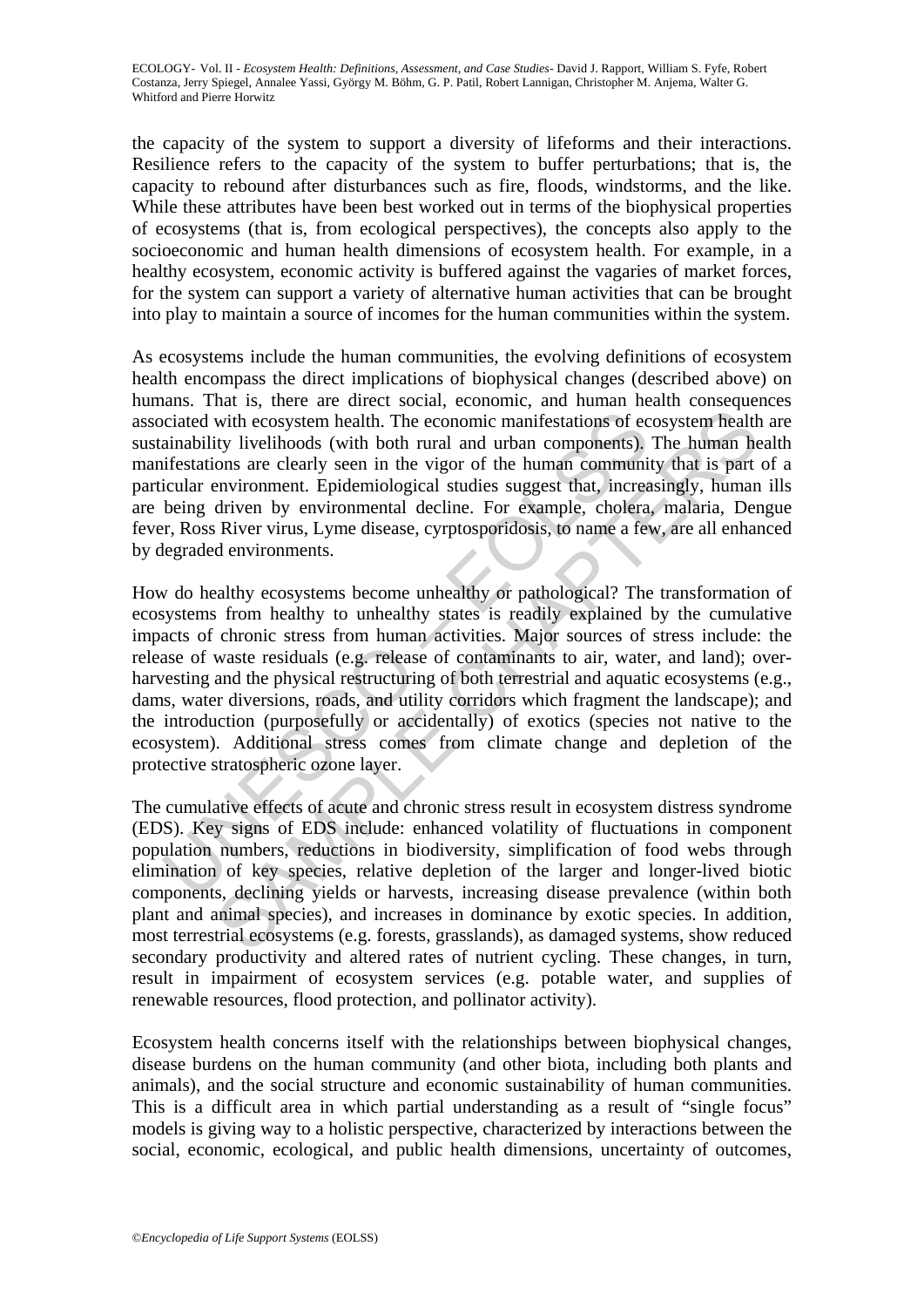the capacity of the system to support a diversity of lifeforms and their interactions. Resilience refers to the capacity of the system to buffer perturbations; that is, the capacity to rebound after disturbances such as fire, floods, windstorms, and the like. While these attributes have been best worked out in terms of the biophysical properties of ecosystems (that is, from ecological perspectives), the concepts also apply to the socioeconomic and human health dimensions of ecosystem health. For example, in a healthy ecosystem, economic activity is buffered against the vagaries of market forces, for the system can support a variety of alternative human activities that can be brought into play to maintain a source of incomes for the human communities within the system.

As ecosystems include the human communities, the evolving definitions of ecosystem health encompass the direct implications of biophysical changes (described above) on humans. That is, there are direct social, economic, and human health consequences associated with ecosystem health. The economic manifestations of ecosystem health are sustainability livelihoods (with both rural and urban components). The human health manifestations are clearly seen in the vigor of the human community that is part of a particular environment. Epidemiological studies suggest that, increasingly, human ills are being driven by environmental decline. For example, cholera, malaria, Dengue fever, Ross River virus, Lyme disease, cyrptosporidosis, to name a few, are all enhanced by degraded environments.

How do healthy ecosystems become unhealthy or pathological? The transformation of ecosystems from healthy to unhealthy states is readily explained by the cumulative impacts of chronic stress from human activities. Major sources of stress include: the release of waste residuals (e.g. release of contaminants to air, water, and land); over-harvesting and the physical restructuring of both terrestrial and aquatic ecosystems (e.g., dams, water diversions, roads, and utility corridors which fragment the landscape); and the introduction (purposefully or accidentally) of exotics (species not native to the ecosystem). Additional stress comes from climate change and depletion of the protective stratospheric ozone layer.

The cumulative effects of acute and chronic stress result in ecosystem distress syndrome (EDS). Key signs of EDS include: enhanced volatility of fluctuations in component population numbers, reductions in biodiversity, simplification of food webs through elimination of key species, relative depletion of the larger and longer-lived biotic components, declining yields or harvests, increasing disease prevalence (within both plant and animal species), and increases in dominance by exotic species. In addition, most terrestrial ecosystems (e.g. forests, grasslands), as damaged systems, show reduced secondary productivity and altered rates of nutrient cycling. These changes, in turn, result in impairment of ecosystem services (e.g. potable water, and supplies of renewable resources, flood protection, and pollinator activity).

Ecosystem health concerns itself with the relationships between biophysical changes, disease burdens on the human community (and other biota, including both plants and animals), and the social structure and economic sustainability of human communities. This is a difficult area in which partial understanding as a result of "single focus" models is giving way to a holistic perspective, characterized by interactions between the social, economic, ecological, and public health dimensions, uncertainty of outcomes,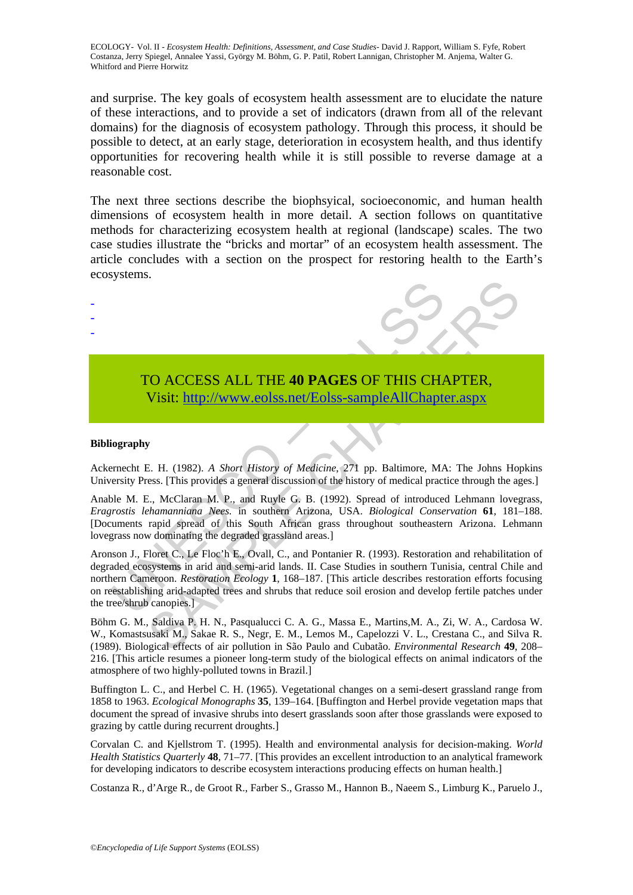and surprise. The key goals of ecosystem health assessment are to elucidate the nature of these interactions, and to provide a set of indicators (drawn from all of the relevant domains) for the diagnosis of ecosystem pathology. Through this process, it should be possible to detect, at an early stage, deterioration in ecosystem health, and thus identify opportunities for recovering health while it is still possible to reverse damage at a reasonable cost.

The next three sections describe the biophsyical, socioeconomic, and human health dimensions of ecosystem health in more detail. A section follows on quantitative methods for characterizing ecosystem health at regional (landscape) scales. The two case studies illustrate the "bricks and mortar" of an ecosystem health assessment. The article concludes with a section on the prospect for restoring health to the Earth's ecosystems.

-
-
-

TO ACCESS ALL THE **40 PAGES** OF THIS CHAPTER,
Visit: http://www.eolss.net/Eolss-sampleAllChapter.aspx

**Bibliography**

Ackernecht E. H. (1982). *A Short History of Medicine*, 271 pp. Baltimore, MA: The Johns Hopkins University Press. [This provides a general discussion of the history of medical practice through the ages.]

Anable M. E., McClaran M. P., and Ruyle G. B. (1992). Spread of introduced Lehmann lovegrass, *Eragrostis lehamanniana Nees.* in southern Arizona, USA. *Biological Conservation* **61**, 181–188. [Documents rapid spread of this South African grass throughout southeastern Arizona. Lehmann lovegrass now dominating the degraded grassland areas.]

Aronson J., Floret C., Le Floc'h E., Ovall, C., and Pontanier R. (1993). Restoration and rehabilitation of degraded ecosystems in arid and semi-arid lands. II. Case Studies in southern Tunisia, central Chile and northern Cameroon. *Restoration Ecology* **1**, 168–187. [This article describes restoration efforts focusing on reestablishing arid-adapted trees and shrubs that reduce soil erosion and develop fertile patches under the tree/shrub canopies.]

Böhm G. M., Saldiva P. H. N., Pasqualucci C. A. G., Massa E., Martins,M. A., Zi, W. A., Cardosa W. W., Komastsusaki M., Sakae R. S., Negr, E. M., Lemos M., Capelozzi V. L., Crestana C., and Silva R. (1989). Biological effects of air pollution in São Paulo and Cubatão. *Environmental Research* **49**, 208–216. [This article resumes a pioneer long-term study of the biological effects on animal indicators of the atmosphere of two highly-polluted towns in Brazil.]

Buffington L. C., and Herbel C. H. (1965). Vegetational changes on a semi-desert grassland range from 1858 to 1963. *Ecological Monographs* **35**, 139–164. [Buffington and Herbel provide vegetation maps that document the spread of invasive shrubs into desert grasslands soon after those grasslands were exposed to grazing by cattle during recurrent droughts.]

Corvalan C. and Kjellstrom T. (1995). Health and environmental analysis for decision-making. *World Health Statistics Quarterly* **48**, 71–77. [This provides an excellent introduction to an analytical framework for developing indicators to describe ecosystem interactions producing effects on human health.]

Costanza R., d'Arge R., de Groot R., Farber S., Grasso M., Hannon B., Naeem S., Limburg K., Paruelo J.,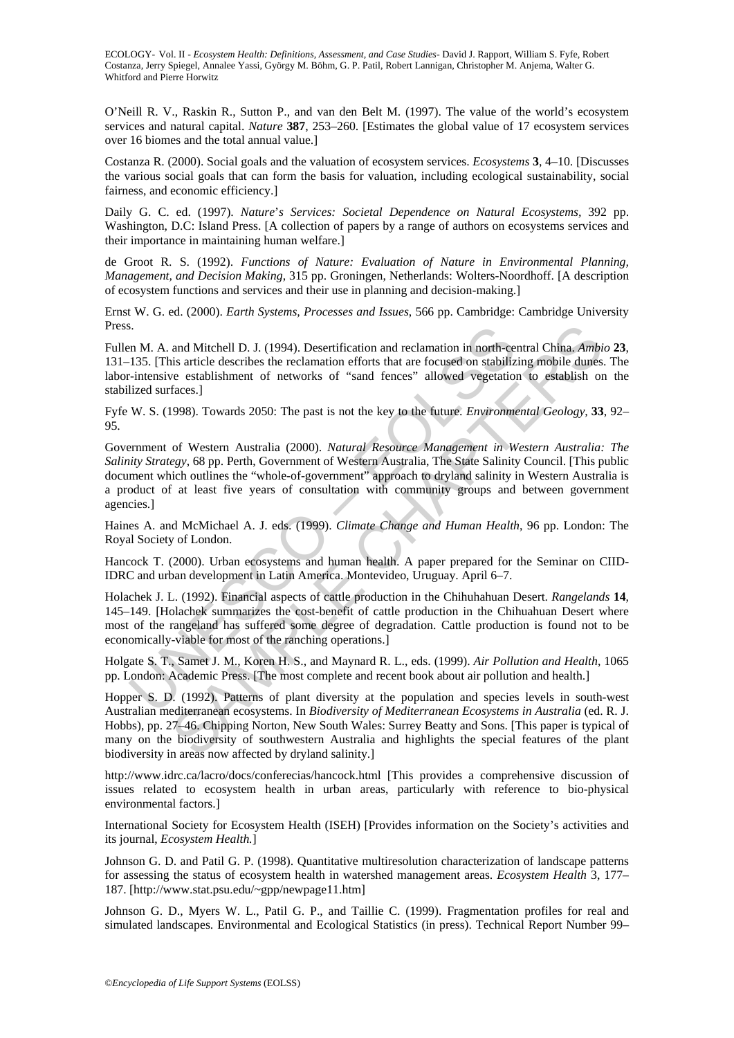O'Neill R. V., Raskin R., Sutton P., and van den Belt M. (1997). The value of the world's ecosystem services and natural capital. *Nature* **387**, 253–260. [Estimates the global value of 17 ecosystem services over 16 biomes and the total annual value.]

Costanza R. (2000). Social goals and the valuation of ecosystem services. *Ecosystems* **3**, 4–10. [Discusses the various social goals that can form the basis for valuation, including ecological sustainability, social fairness, and economic efficiency.]

Daily G. C. ed. (1997). *Nature's Services: Societal Dependence on Natural Ecosystems*, 392 pp. Washington, D.C: Island Press. [A collection of papers by a range of authors on ecosystems services and their importance in maintaining human welfare.]

de Groot R. S. (1992). *Functions of Nature: Evaluation of Nature in Environmental Planning, Management, and Decision Making*, 315 pp. Groningen, Netherlands: Wolters-Noordhoff. [A description of ecosystem functions and services and their use in planning and decision-making.]

Ernst W. G. ed. (2000). *Earth Systems, Processes and Issues*, 566 pp. Cambridge: Cambridge University Press.

Fullen M. A. and Mitchell D. J. (1994). Desertification and reclamation in north-central China. *Ambio* **23**, 131–135. [This article describes the reclamation efforts that are focused on stabilizing mobile dunes. The labor-intensive establishment of networks of "sand fences" allowed vegetation to establish on the stabilized surfaces.]

Fyfe W. S. (1998). Towards 2050: The past is not the key to the future. *Environmental Geology*, **33**, 92–95.

Government of Western Australia (2000). *Natural Resource Management in Western Australia: The Salinity Strategy*, 68 pp. Perth, Government of Western Australia, The State Salinity Council. [This public document which outlines the "whole-of-government" approach to dryland salinity in Western Australia is a product of at least five years of consultation with community groups and between government agencies.]

Haines A. and McMichael A. J. eds. (1999). *Climate Change and Human Health*, 96 pp. London: The Royal Society of London.

Hancock T. (2000). Urban ecosystems and human health. A paper prepared for the Seminar on CIID-IDRC and urban development in Latin America. Montevideo, Uruguay. April 6–7.

Holachek J. L. (1992). Financial aspects of cattle production in the Chihuhahuan Desert. *Rangelands* **14**, 145–149. [Holachek summarizes the cost-benefit of cattle production in the Chihuahuan Desert where most of the rangeland has suffered some degree of degradation. Cattle production is found not to be economically-viable for most of the ranching operations.]

Holgate S. T., Samet J. M., Koren H. S., and Maynard R. L., eds. (1999). *Air Pollution and Health*, 1065 pp. London: Academic Press. [The most complete and recent book about air pollution and health.]

Hopper S. D. (1992). Patterns of plant diversity at the population and species levels in south-west Australian mediterranean ecosystems. In *Biodiversity of Mediterranean Ecosystems in Australia* (ed. R. J. Hobbs), pp. 27–46. Chipping Norton, New South Wales: Surrey Beatty and Sons. [This paper is typical of many on the biodiversity of southwestern Australia and highlights the special features of the plant biodiversity in areas now affected by dryland salinity.]

http://www.idrc.ca/lacro/docs/conferecias/hancock.html [This provides a comprehensive discussion of issues related to ecosystem health in urban areas, particularly with reference to bio-physical environmental factors.]

International Society for Ecosystem Health (ISEH) [Provides information on the Society's activities and its journal, *Ecosystem Health*.]

Johnson G. D. and Patil G. P. (1998). Quantitative multiresolution characterization of landscape patterns for assessing the status of ecosystem health in watershed management areas. *Ecosystem Health* 3, 177–187. [http://www.stat.psu.edu/~gpp/newpage11.htm]

Johnson G. D., Myers W. L., Patil G. P., and Taillie C. (1999). Fragmentation profiles for real and simulated landscapes. Environmental and Ecological Statistics (in press). Technical Report Number 99–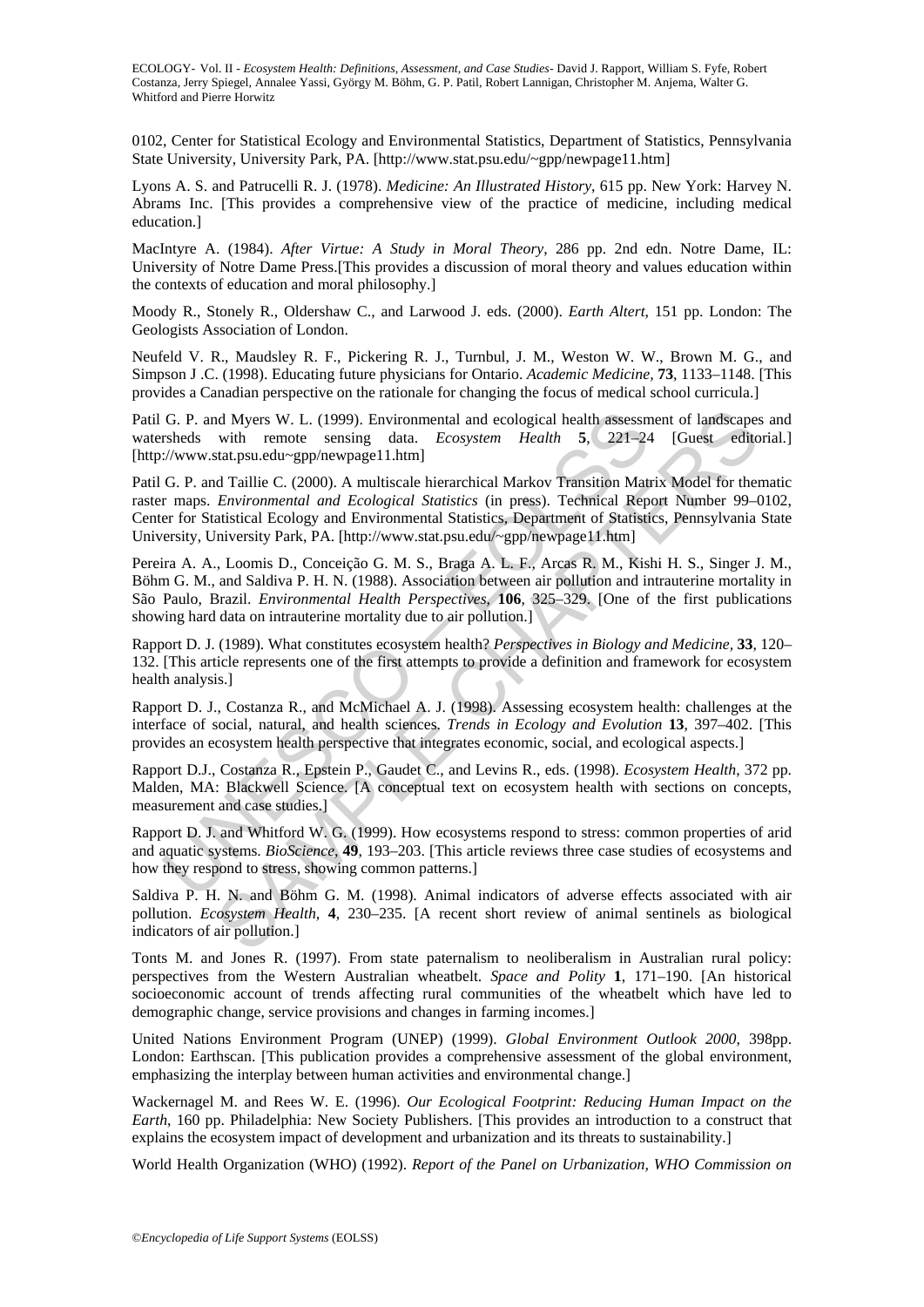0102, Center for Statistical Ecology and Environmental Statistics, Department of Statistics, Pennsylvania State University, University Park, PA. [http://www.stat.psu.edu/~gpp/newpage11.htm]

Lyons A. S. and Patrucelli R. J. (1978). *Medicine: An Illustrated History*, 615 pp. New York: Harvey N. Abrams Inc. [This provides a comprehensive view of the practice of medicine, including medical education.]

MacIntyre A. (1984). *After Virtue: A Study in Moral Theory*, 286 pp. 2nd edn. Notre Dame, IL: University of Notre Dame Press.[This provides a discussion of moral theory and values education within the contexts of education and moral philosophy.]

Moody R., Stonely R., Oldershaw C., and Larwood J. eds. (2000). *Earth Altert*, 151 pp. London: The Geologists Association of London.

Neufeld V. R., Maudsley R. F., Pickering R. J., Turnbul, J. M., Weston W. W., Brown M. G., and Simpson J .C. (1998). Educating future physicians for Ontario. *Academic Medicine*, **73**, 1133–1148. [This provides a Canadian perspective on the rationale for changing the focus of medical school curricula.]

Patil G. P. and Myers W. L. (1999). Environmental and ecological health assessment of landscapes and watersheds with remote sensing data. *Ecosystem Health* **5**, 221–24 [Guest editorial.] [http://www.stat.psu.edu~gpp/newpage11.htm]

Patil G. P. and Taillie C. (2000). A multiscale hierarchical Markov Transition Matrix Model for thematic raster maps. *Environmental and Ecological Statistics* (in press). Technical Report Number 99–0102, Center for Statistical Ecology and Environmental Statistics, Department of Statistics, Pennsylvania State University, University Park, PA. [http://www.stat.psu.edu/~gpp/newpage11.htm]

Pereira A. A., Loomis D., Conceição G. M. S., Braga A. L. F., Arcas R. M., Kishi H. S., Singer J. M., Böhm G. M., and Saldiva P. H. N. (1988). Association between air pollution and intrauterine mortality in São Paulo, Brazil. *Environmental Health Perspectives*, **106**, 325–329. [One of the first publications showing hard data on intrauterine mortality due to air pollution.]

Rapport D. J. (1989). What constitutes ecosystem health? *Perspectives in Biology and Medicine*, **33**, 120–132. [This article represents one of the first attempts to provide a definition and framework for ecosystem health analysis.]

Rapport D. J., Costanza R., and McMichael A. J. (1998). Assessing ecosystem health: challenges at the interface of social, natural, and health sciences. *Trends in Ecology and Evolution* **13**, 397–402. [This provides an ecosystem health perspective that integrates economic, social, and ecological aspects.]

Rapport D.J., Costanza R., Epstein P., Gaudet C., and Levins R., eds. (1998). *Ecosystem Health*, 372 pp. Malden, MA: Blackwell Science. [A conceptual text on ecosystem health with sections on concepts, measurement and case studies.]

Rapport D. J. and Whitford W. G. (1999). How ecosystems respond to stress: common properties of arid and aquatic systems. *BioScience*, **49**, 193–203. [This article reviews three case studies of ecosystems and how they respond to stress, showing common patterns.]

Saldiva P. H. N. and Böhm G. M. (1998). Animal indicators of adverse effects associated with air pollution. *Ecosystem Health*, **4**, 230–235. [A recent short review of animal sentinels as biological indicators of air pollution.]

Tonts M. and Jones R. (1997). From state paternalism to neoliberalism in Australian rural policy: perspectives from the Western Australian wheatbelt. *Space and Polity* **1**, 171–190. [An historical socioeconomic account of trends affecting rural communities of the wheatbelt which have led to demographic change, service provisions and changes in farming incomes.]

United Nations Environment Program (UNEP) (1999). *Global Environment Outlook 2000*, 398pp. London: Earthscan. [This publication provides a comprehensive assessment of the global environment, emphasizing the interplay between human activities and environmental change.]

Wackernagel M. and Rees W. E. (1996). *Our Ecological Footprint: Reducing Human Impact on the Earth*, 160 pp. Philadelphia: New Society Publishers. [This provides an introduction to a construct that explains the ecosystem impact of development and urbanization and its threats to sustainability.]

World Health Organization (WHO) (1992). *Report of the Panel on Urbanization, WHO Commission on*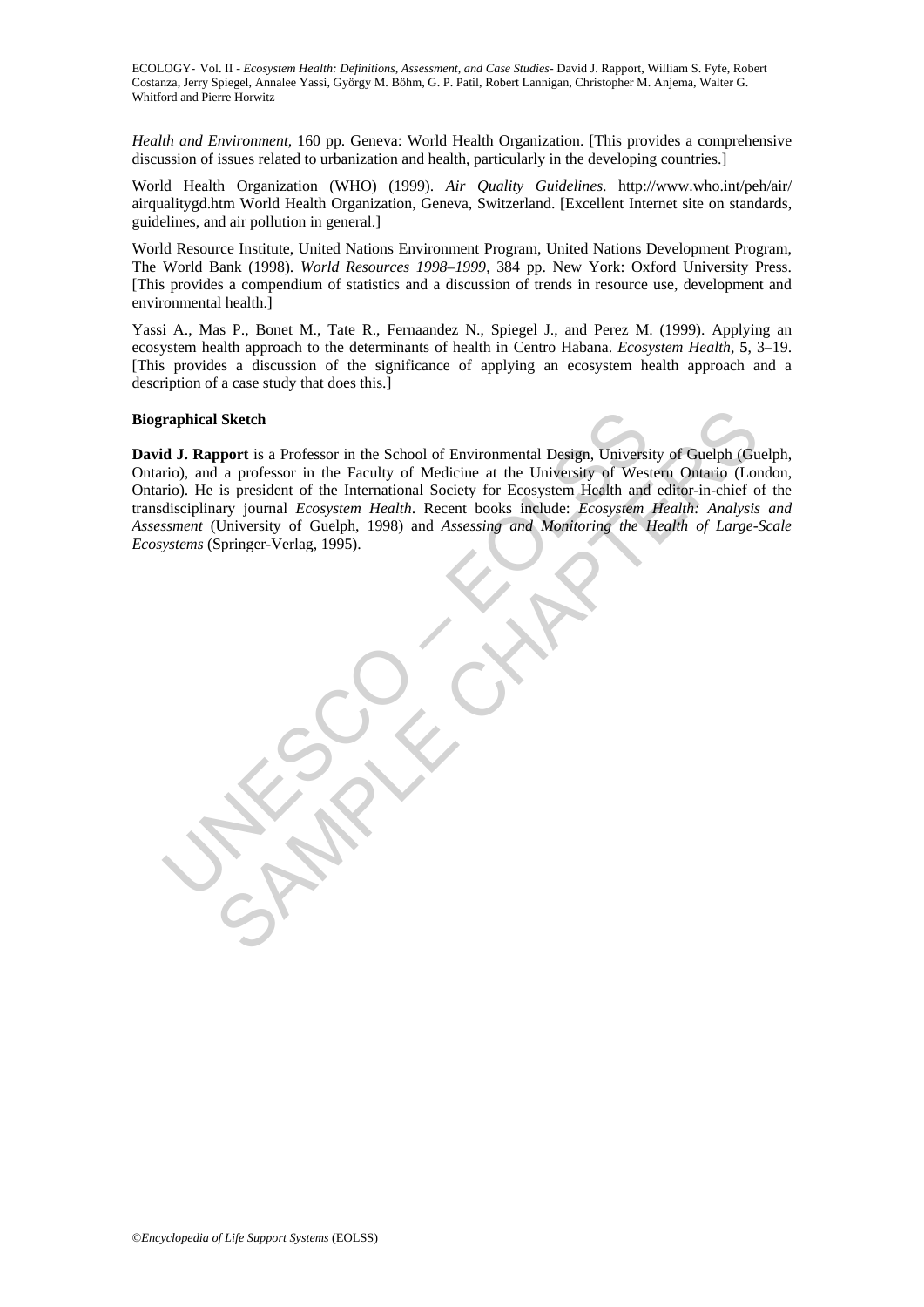*Health and Environment*, 160 pp. Geneva: World Health Organization. [This provides a comprehensive discussion of issues related to urbanization and health, particularly in the developing countries.]

World Health Organization (WHO) (1999). *Air Quality Guidelines*. http://www.who.int/peh/air/airqualitygd.htm World Health Organization, Geneva, Switzerland. [Excellent Internet site on standards, guidelines, and air pollution in general.]

World Resource Institute, United Nations Environment Program, United Nations Development Program, The World Bank (1998). *World Resources 1998–1999*, 384 pp. New York: Oxford University Press. [This provides a compendium of statistics and a discussion of trends in resource use, development and environmental health.]

Yassi A., Mas P., Bonet M., Tate R., Fernaandez N., Spiegel J., and Perez M. (1999). Applying an ecosystem health approach to the determinants of health in Centro Habana. *Ecosystem Health*, **5**, 3–19. [This provides a discussion of the significance of applying an ecosystem health approach and a description of a case study that does this.]

**Biographical Sketch**

**David J. Rapport** is a Professor in the School of Environmental Design, University of Guelph (Guelph, Ontario), and a professor in the Faculty of Medicine at the University of Western Ontario (London, Ontario). He is president of the International Society for Ecosystem Health and editor-in-chief of the transdisciplinary journal *Ecosystem Health*. Recent books include: *Ecosystem Health: Analysis and Assessment* (University of Guelph, 1998) and *Assessing and Monitoring the Health of Large-Scale Ecosystems* (Springer-Verlag, 1995).